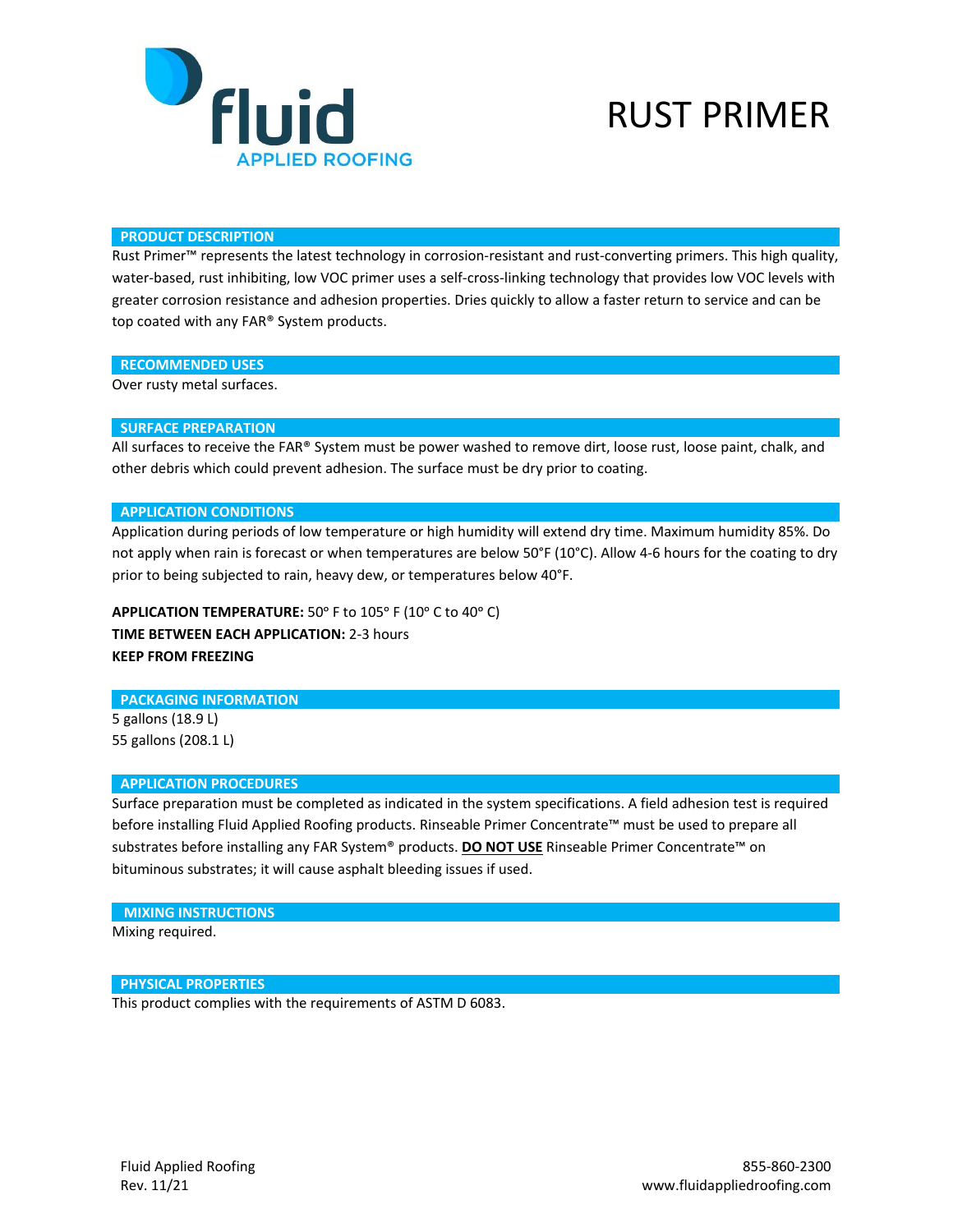fluid
APPLIED ROOFING

# RUST PRIMER

## PRODUCT DESCRIPTION

Rust Primer™ represents the latest technology in corrosion-resistant and rust-converting primers. This high quality, water-based, rust inhibiting, low VOC primer uses a self-cross-linking technology that provides low VOC levels with greater corrosion resistance and adhesion properties. Dries quickly to allow a faster return to service and can be top coated with any FAR® System products.

## RECOMMENDED USES

Over rusty metal surfaces.

## SURFACE PREPARATION

All surfaces to receive the FAR® System must be power washed to remove dirt, loose rust, loose paint, chalk, and other debris which could prevent adhesion. The surface must be dry prior to coating.

## APPLICATION CONDITIONS

Application during periods of low temperature or high humidity will extend dry time. Maximum humidity 85%. Do not apply when rain is forecast or when temperatures are below 50°F (10°C). Allow 4-6 hours for the coating to dry prior to being subjected to rain, heavy dew, or temperatures below 40°F.

**APPLICATION TEMPERATURE:** 50° F to 105° F (10° C to 40° C)
**TIME BETWEEN EACH APPLICATION:** 2-3 hours
**KEEP FROM FREEZING**

## PACKAGING INFORMATION

5 gallons (18.9 L)
55 gallons (208.1 L)

## APPLICATION PROCEDURES

Surface preparation must be completed as indicated in the system specifications. A field adhesion test is required before installing Fluid Applied Roofing products. Rinseable Primer Concentrate™ must be used to prepare all substrates before installing any FAR System® products. **<u>DO NOT USE</u>** Rinseable Primer Concentrate™ on bituminous substrates; it will cause asphalt bleeding issues if used.

## MIXING INSTRUCTIONS

Mixing required.

## PHYSICAL PROPERTIES

This product complies with the requirements of ASTM D 6083.

Fluid Applied Roofing
Rev. 11/21

855-860-2300
www.fluidappliedroofing.com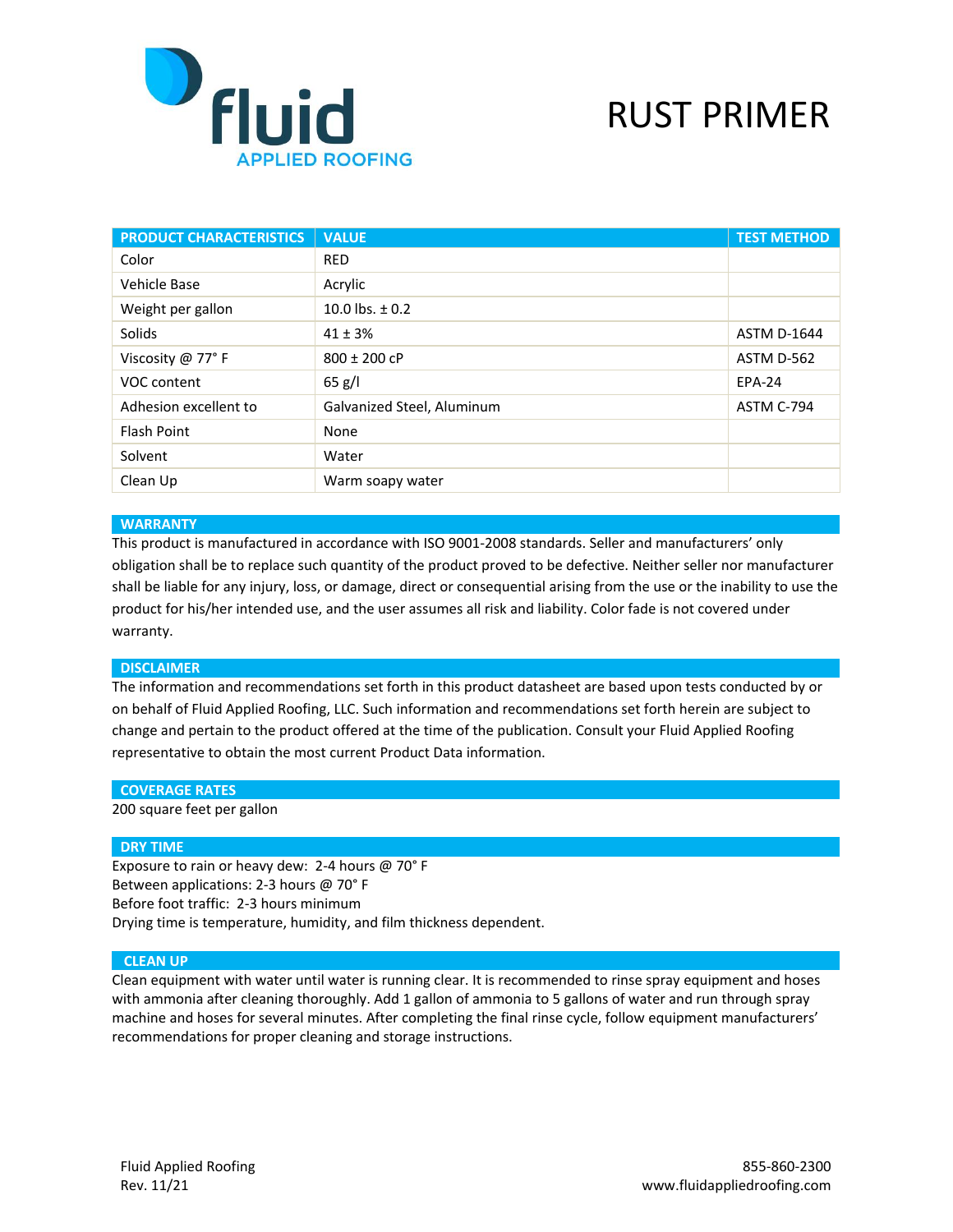fluid
APPLIED ROOFING

# RUST PRIMER

| PRODUCT CHARACTERISTICS | VALUE | TEST METHOD |
|---|---|---|
| Color | RED | |
| Vehicle Base | Acrylic | |
| Weight per gallon | 10.0 lbs. ± 0.2 | |
| Solids | 41 ± 3% | ASTM D-1644 |
| Viscosity @ 77° F | 800 ± 200 cP | ASTM D-562 |
| VOC content | 65 g/l | EPA-24 |
| Adhesion excellent to | Galvanized Steel, Aluminum | ASTM C-794 |
| Flash Point | None | |
| Solvent | Water | |
| Clean Up | Warm soapy water | |

## WARRANTY

This product is manufactured in accordance with ISO 9001-2008 standards. Seller and manufacturers' only obligation shall be to replace such quantity of the product proved to be defective. Neither seller nor manufacturer shall be liable for any injury, loss, or damage, direct or consequential arising from the use or the inability to use the product for his/her intended use, and the user assumes all risk and liability. Color fade is not covered under warranty.

## DISCLAIMER

The information and recommendations set forth in this product datasheet are based upon tests conducted by or on behalf of Fluid Applied Roofing, LLC. Such information and recommendations set forth herein are subject to change and pertain to the product offered at the time of the publication. Consult your Fluid Applied Roofing representative to obtain the most current Product Data information.

## COVERAGE RATES

200 square feet per gallon

## DRY TIME

Exposure to rain or heavy dew: 2-4 hours @ 70° F
Between applications: 2-3 hours @ 70° F
Before foot traffic: 2-3 hours minimum
Drying time is temperature, humidity, and film thickness dependent.

## CLEAN UP

Clean equipment with water until water is running clear. It is recommended to rinse spray equipment and hoses with ammonia after cleaning thoroughly. Add 1 gallon of ammonia to 5 gallons of water and run through spray machine and hoses for several minutes. After completing the final rinse cycle, follow equipment manufacturers' recommendations for proper cleaning and storage instructions.

Fluid Applied Roofing
Rev. 11/21

855-860-2300
www.fluidappliedroofing.com